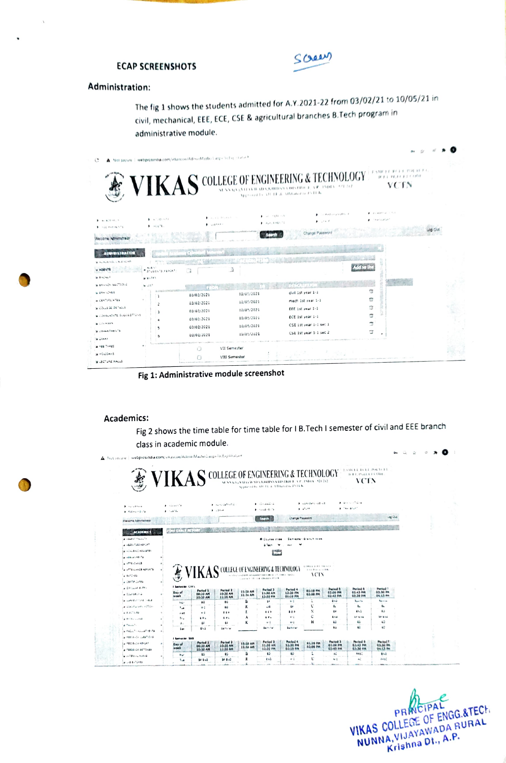## ECAP SCREENSHOTS

### Administration:

The fig 1 shows the students admitted for A.Y.2021-22 from 03/02/21 to 10/05/21 in civil, mechanical, EEE, ECE, CSE & agricultural branches B.Tech program in administrative module.

| # | From | To | Description |
|---|---|---|---|
| 1 | 03/02/2021 | 10/05/2021 | civil 1st year 1-1 |
| 2 | 03/02/2021 | 10/05/2021 | mech 1st year 1-1 |
| 3 | 03/02/2021 | 10/05/2021 | EEE 1st year 1-1 |
| 4 | 03/02/2021 | 10/05/2021 | ECE 1st year 1-1 |
| 5 | 03/02/2021 | 10/05/2021 | CSE 1st year 1-1 sec 1 |
| 6 | 03/02/2021 | 10/05/2021 | CSE 1st year 1-1 sec 2 |

VII Semester

VIII Semester

**Fig 1: Administrative module screenshot**

### Academics:

Fig 2 shows the time table for time table for I B.Tech I semester of civil and EEE branch class in academic module.

PRINCIPAL
VIKAS COLLEGE OF ENGG.&TECH.
NUNNA, VIJAYAWADA RURAL
Krishna Dt., A.P.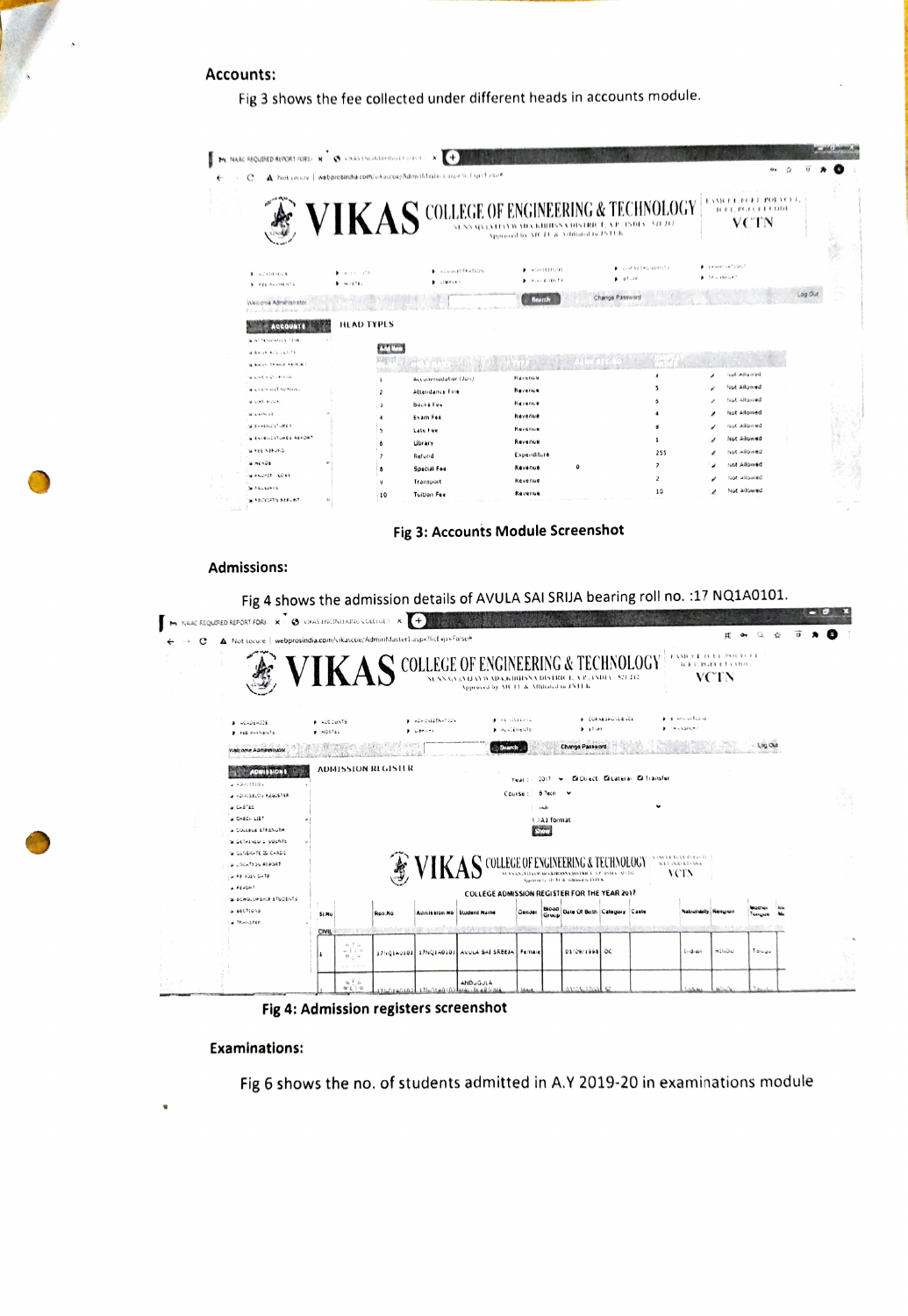**Accounts:**

Fig 3 shows the fee collected under different heads in accounts module.

**Fig 3: Accounts Module Screenshot**

**Admissions:**

Fig 4 shows the admission details of AVULA SAI SRIJA bearing roll no. :17 NQ1A0101.

**Fig 4: Admission registers screenshot**

**Examinations:**

Fig 6 shows the no. of students admitted in A.Y 2019-20 in examinations module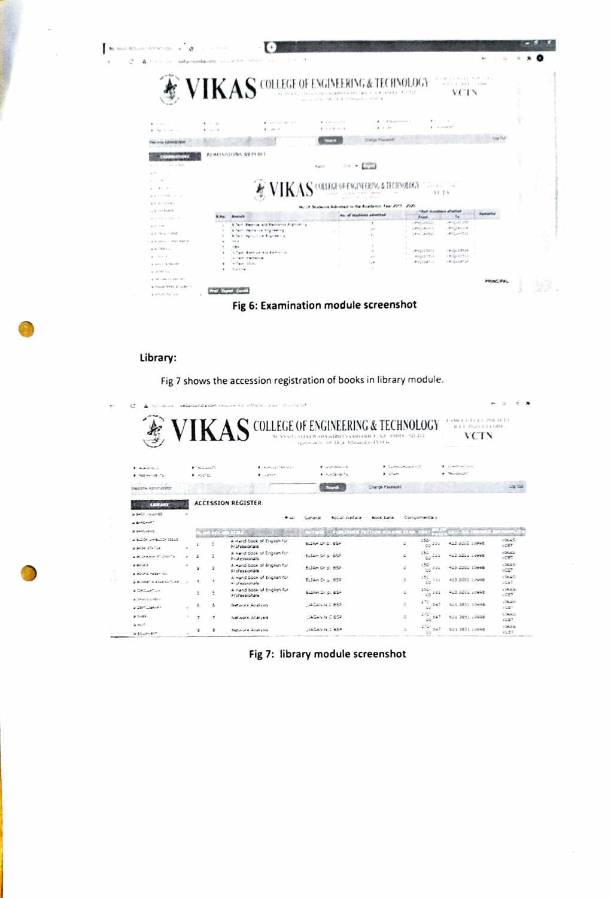Fig 6: Examination module screenshot

**Library:**

Fig 7 shows the accession registration of books in library module.

Fig 7: library module screenshot